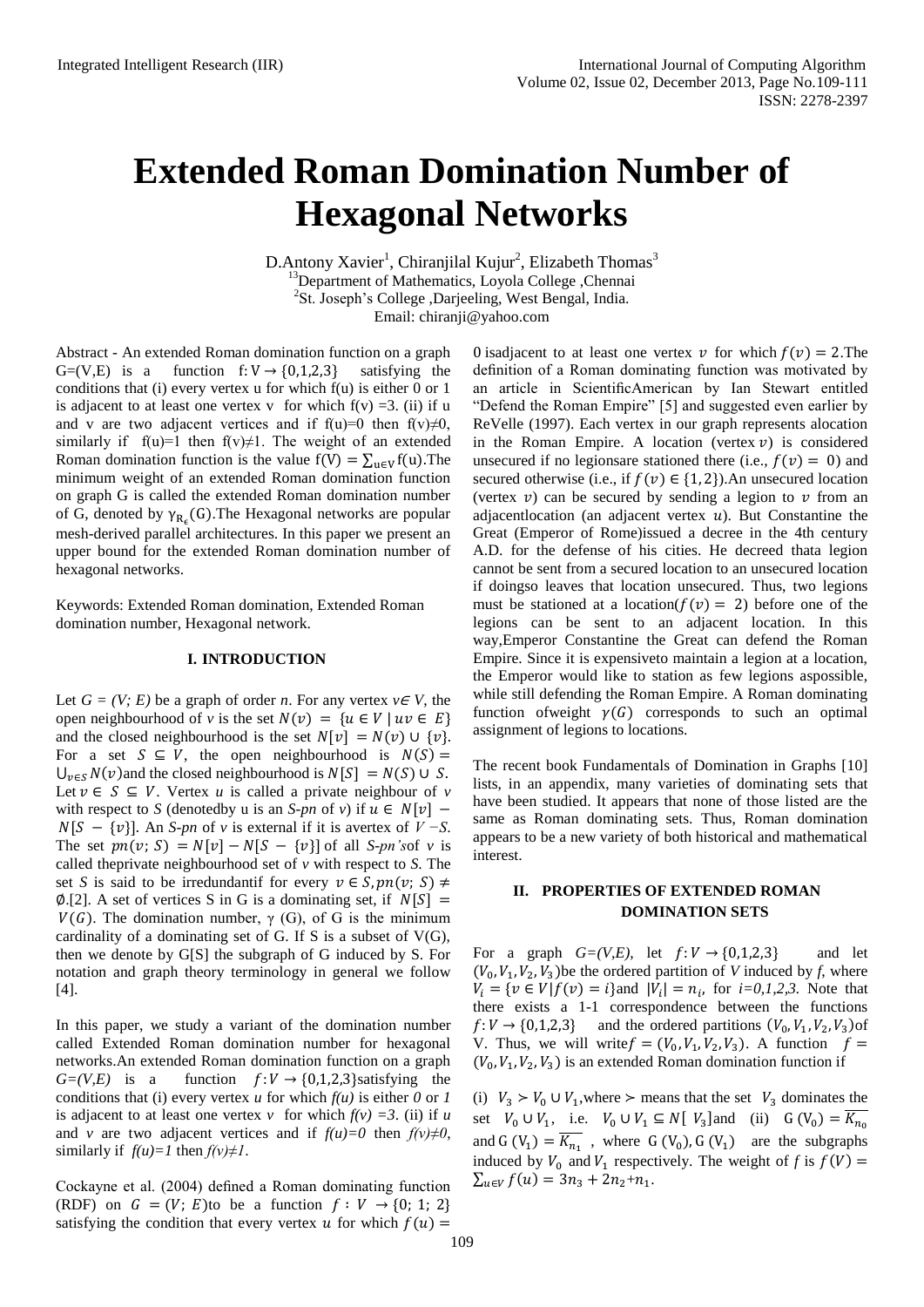# Extended Roman Domination Number of Hexagonal Networks

D.Antony Xavier[1], Chiranjilal Kujur[2], Elizabeth Thomas[3]

[13]Department of Mathematics, Loyola College ,Chennai

[2]St. Joseph's College ,Darjeeling, West Bengal, India.

Email: chiranji@yahoo.com

Abstract - An extended Roman domination function on a graph G=(V,E) is a function $f: V \rightarrow \{0,1,2,3\}$ satisfying the conditions that (i) every vertex u for which f(u) is either 0 or 1 is adjacent to at least one vertex v for which f(v) =3. (ii) if u and v are two adjacent vertices and if f(u)=0 then f(v)≠0, similarly if f(u)=1 then f(v)≠1. The weight of an extended Roman domination function is the value $f(V) = \sum_{u \in V} f(u)$.The minimum weight of an extended Roman domination function on graph G is called the extended Roman domination number of G, denoted by $\gamma_{R_\epsilon}(G)$.The Hexagonal networks are popular mesh-derived parallel architectures. In this paper we present an upper bound for the extended Roman domination number of hexagonal networks.

Keywords: Extended Roman domination, Extended Roman domination number, Hexagonal network.

## I. INTRODUCTION

Let *G = (V; E)* be a graph of order *n*. For any vertex *v*∈ *V*, the open neighbourhood of *v* is the set $N(v) = \{u \in V \mid uv \in E\}$ and the closed neighbourhood is the set $N[v] = N(v) \cup \{v\}$. For a set $S \subseteq V$, the open neighbourhood is $N(S) = \bigcup_{v \in S} N(v)$and the closed neighbourhood is $N[S] = N(S) \cup S$. Let $v \in S \subseteq V$. Vertex *u* is called a private neighbour of *v* with respect to *S* (denotedby u is an *S-pn* of *v*) if $u \in N[v] - N[S - \{v\}]$. An *S-pn* of *v* is external if it is avertex of *V −S*. The set $pn(v; S) = N[v] - N[S - \{v\}]$ of all *S-pn's*of *v* is called theprivate neighbourhood set of *v* with respect to *S*. The set *S* is said to be irredundantif for every $v \in S, pn(v; S) \neq \emptyset$.[2]. A set of vertices S in G is a dominating set, if $N[S] = V(G)$. The domination number, γ (G), of G is the minimum cardinality of a dominating set of G. If S is a subset of V(G), then we denote by G[S] the subgraph of G induced by S. For notation and graph theory terminology in general we follow [4].

In this paper, we study a variant of the domination number called Extended Roman domination number for hexagonal networks.An extended Roman domination function on a graph *G=(V,E)* is a function $f: V \rightarrow \{0,1,2,3\}$satisfying the conditions that (i) every vertex *u* for which *f(u)* is either *0* or *1* is adjacent to at least one vertex *v* for which *f(v) =3*. (ii) if *u* and *v* are two adjacent vertices and if *f(u)=0* then *f(v)≠0*, similarly if *f(u)=1* then *f(v)≠1*.

Cockayne et al. (2004) defined a Roman dominating function (RDF) on $G = (V; E)$to be a function $f : V \rightarrow \{0; 1; 2\}$ satisfying the condition that every vertex $u$ for which $f(u) =$ 0 isadjacent to at least one vertex $v$ for which $f(v) = 2$.The definition of a Roman dominating function was motivated by an article in ScientificAmerican by Ian Stewart entitled "Defend the Roman Empire" [5] and suggested even earlier by ReVelle (1997). Each vertex in our graph represents alocation in the Roman Empire. A location (vertex $v$) is considered unsecured if no legionsare stationed there (i.e., $f(v) = 0$) and secured otherwise (i.e., if $f(v) \in \{1, 2\}$).An unsecured location (vertex $v$) can be secured by sending a legion to $v$ from an adjacentlocation (an adjacent vertex $u$). But Constantine the Great (Emperor of Rome)issued a decree in the 4th century A.D. for the defense of his cities. He decreed thata legion cannot be sent from a secured location to an unsecured location if doingso leaves that location unsecured. Thus, two legions must be stationed at a location($f(v) = 2$) before one of the legions can be sent to an adjacent location. In this way,Emperor Constantine the Great can defend the Roman Empire. Since it is expensiveto maintain a legion at a location, the Emperor would like to station as few legions aspossible, while still defending the Roman Empire. A Roman dominating function ofweight $\gamma(G)$ corresponds to such an optimal assignment of legions to locations.

The recent book Fundamentals of Domination in Graphs [10] lists, in an appendix, many varieties of dominating sets that have been studied. It appears that none of those listed are the same as Roman dominating sets. Thus, Roman domination appears to be a new variety of both historical and mathematical interest.

## II. PROPERTIES OF EXTENDED ROMAN DOMINATION SETS

For a graph *G=(V,E),* let $f: V \rightarrow \{0,1,2,3\}$ and let $(V_0, V_1, V_2, V_3)$be the ordered partition of *V* induced by *f,* where $V_i = \{v \in V | f(v) = i\}$and $|V_i| = n_i$, for *i=0,1,2,3.* Note that there exists a 1-1 correspondence between the functions $f: V \rightarrow \{0,1,2,3\}$ and the ordered partitions $(V_0, V_1, V_2, V_3)$of V. Thus, we will write$f = (V_0, V_1, V_2, V_3)$. A function $f = (V_0, V_1, V_2, V_3)$ is an extended Roman domination function if

(i) $V_3 \succ V_0 \cup V_1$,where $\succ$ means that the set $V_3$ dominates the set $V_0 \cup V_1$, i.e. $V_0 \cup V_1 \subseteq N[V_3]$and (ii) $G(V_0) = \overline{K_{n_0}}$ and $G(V_1) = \overline{K_{n_1}}$ , where $G(V_0), G(V_1)$ are the subgraphs induced by $V_0$ and $V_1$ respectively. The weight of *f* is $f(V) = \sum_{u \in V} f(u) = 3n_3 + 2n_2 + n_1$.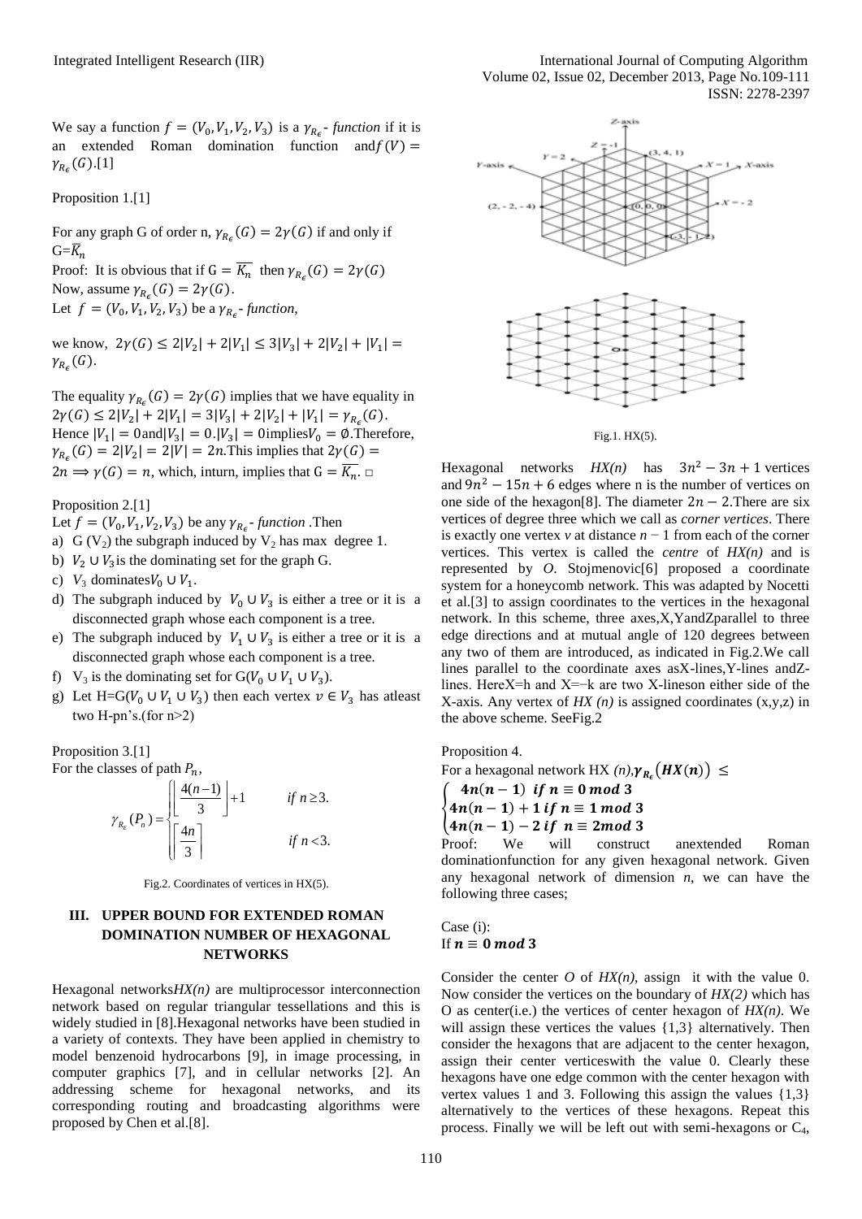We say a function $f = (V_0, V_1, V_2, V_3)$ is a $\gamma_{R_\epsilon}$- *function* if it is an extended Roman domination function and $f(V) = \gamma_{R_\epsilon}(G)$.[1]

Proposition 1.[1]

For any graph G of order n, $\gamma_{R_\epsilon}(G) = 2\gamma(G)$ if and only if $G=\overline{K_n}$

Proof: It is obvious that if $G = \overline{K_n}$ then $\gamma_{R_\epsilon}(G) = 2\gamma(G)$

Now, assume $\gamma_{R_\epsilon}(G) = 2\gamma(G)$.

Let $f = (V_0, V_1, V_2, V_3)$ be a $\gamma_{R_\epsilon}$- *function,*

we know, $2\gamma(G) \le 2|V_2| + 2|V_1| \le 3|V_3| + 2|V_2| + |V_1| = \gamma_{R_\epsilon}(G)$.

The equality $\gamma_{R_\epsilon}(G) = 2\gamma(G)$ implies that we have equality in $2\gamma(G) \le 2|V_2| + 2|V_1| = 3|V_3| + 2|V_2| + |V_1| = \gamma_{R_\epsilon}(G)$. Hence $|V_1| = 0$ and $|V_3| = 0$. $|V_3| = 0$ implies $V_0 = \emptyset$. Therefore, $\gamma_{R_\epsilon}(G) = 2|V_2| = 2|V| = 2n$. This implies that $2\gamma(G) = 2n \Longrightarrow \gamma(G) = n$, which, inturn, implies that $G = \overline{K_n}$. □

Proposition 2.[1]

Let $f = (V_0, V_1, V_2, V_3)$ be any $\gamma_{R_\epsilon}$- *function* .Then

a) G ($V_2$) the subgraph induced by $V_2$ has max degree 1.
b) $V_2 \cup V_3$ is the dominating set for the graph G.
c) $V_3$ dominates $V_0 \cup V_1$.
d) The subgraph induced by $V_0 \cup V_3$ is either a tree or it is a disconnected graph whose each component is a tree.
e) The subgraph induced by $V_1 \cup V_3$ is either a tree or it is a disconnected graph whose each component is a tree.
f) $V_3$ is the dominating set for $G(V_0 \cup V_1 \cup V_3)$.
g) Let $H=G(V_0 \cup V_1 \cup V_3)$ then each vertex $v \in V_3$ has atleast two H-pn's.(for n>2)

Proposition 3.[1]

For the classes of path $P_n$,

$$\gamma_{R_\epsilon}(P_n) = \begin{cases} \left\lfloor \dfrac{4(n-1)}{3} \right\rfloor + 1 & \text{if } n \ge 3. \\ \left\lceil \dfrac{4n}{3} \right\rceil & \text{if } n < 3. \end{cases}$$

Fig.2. Coordinates of vertices in HX(5).

## III. UPPER BOUND FOR EXTENDED ROMAN DOMINATION NUMBER OF HEXAGONAL NETWORKS

Hexagonal networks *HX(n)* are multiprocessor interconnection network based on regular triangular tessellations and this is widely studied in [8].Hexagonal networks have been studied in a variety of contexts. They have been applied in chemistry to model benzenoid hydrocarbons [9], in image processing, in computer graphics [7], and in cellular networks [2]. An addressing scheme for hexagonal networks, and its corresponding routing and broadcasting algorithms were proposed by Chen et al.[8].

Fig.1. HX(5).

Hexagonal networks *HX(n)* has $3n^2 - 3n + 1$ vertices and $9n^2 - 15n + 6$ edges where n is the number of vertices on one side of the hexagon[8]. The diameter $2n - 2$.There are six vertices of degree three which we call as *corner vertices*. There is exactly one vertex *v* at distance $n - 1$ from each of the corner vertices. This vertex is called the *centre* of *HX(n)* and is represented by *O*. Stojmenovic[6] proposed a coordinate system for a honeycomb network. This was adapted by Nocetti et al.[3] to assign coordinates to the vertices in the hexagonal network. In this scheme, three axes,X,YandZparallel to three edge directions and at mutual angle of 120 degrees between any two of them are introduced, as indicated in Fig.2.We call lines parallel to the coordinate axes asX-lines,Y-lines andZ-lines. HereX=h and X=−k are two X-lineson either side of the X-axis. Any vertex of *HX (n)* is assigned coordinates (x,y,z) in the above scheme. SeeFig.2

Proposition 4.

For a hexagonal network HX *(n)*, $\boldsymbol{\gamma_{R_\epsilon}(HX(n)) \le}$

$$\begin{cases} \boldsymbol{4n(n-1)} & \textbf{if } \boldsymbol{n \equiv 0 \bmod 3} \\ \boldsymbol{4n(n-1)+1} & \textbf{if } \boldsymbol{n \equiv 1 \bmod 3} \\ \boldsymbol{4n(n-1)-2} & \textbf{if } \boldsymbol{n \equiv 2 \bmod 3} \end{cases}$$

Proof: We will construct anextended Roman dominationfunction for any given hexagonal network. Given any hexagonal network of dimension *n*, we can have the following three cases;

Case (i):

If $\boldsymbol{n \equiv 0 \bmod 3}$

Consider the center *O* of *HX(n)*, assign it with the value 0. Now consider the vertices on the boundary of *HX(2)* which has O as center(i.e.) the vertices of center hexagon of *HX(n)*. We will assign these vertices the values {1,3} alternatively. Then consider the hexagons that are adjacent to the center hexagon, assign their center verticeswith the value 0. Clearly these hexagons have one edge common with the center hexagon with vertex values 1 and 3. Following this assign the values {1,3} alternatively to the vertices of these hexagons. Repeat this process. Finally we will be left out with semi-hexagons or $C_4$,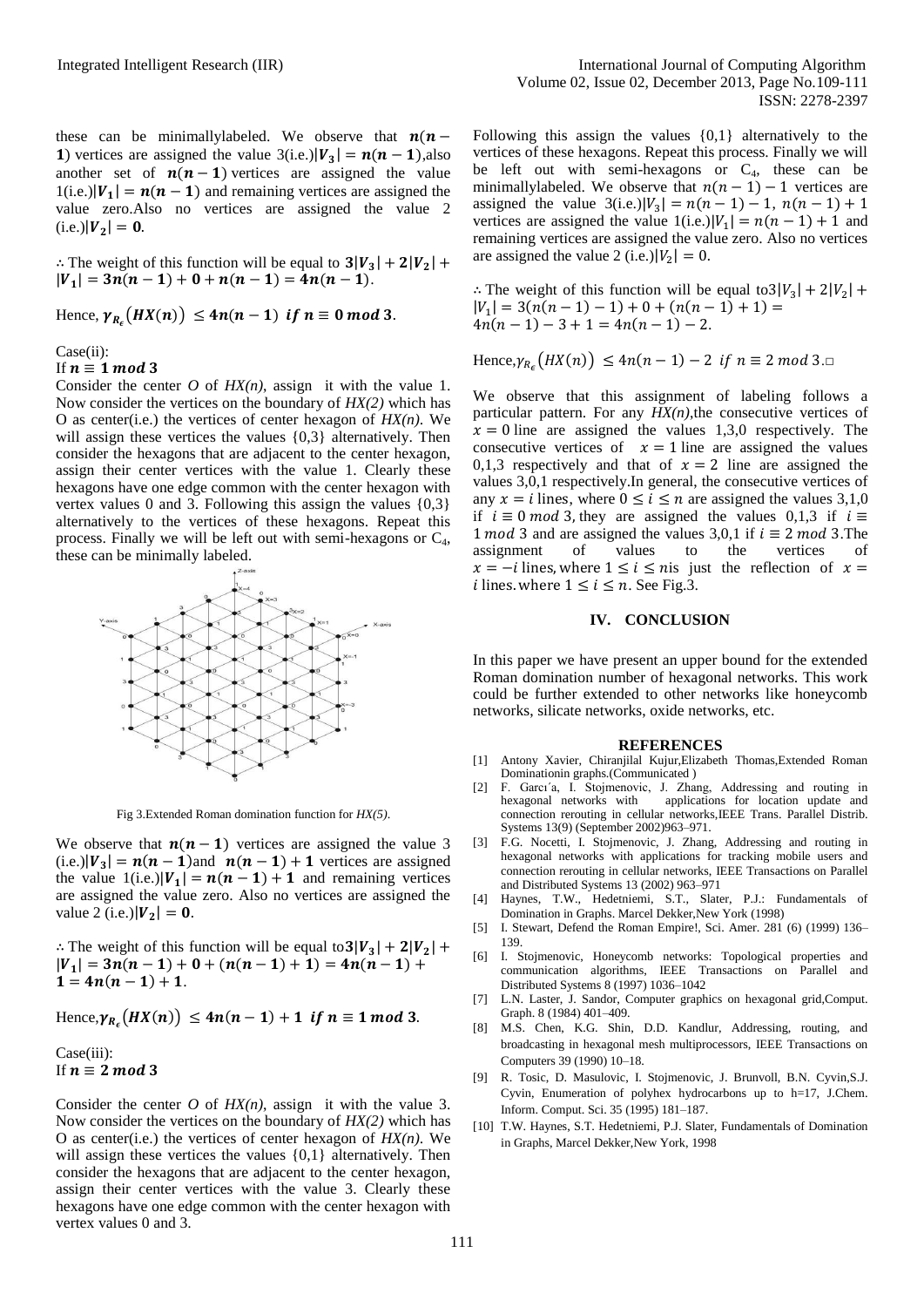these can be minimallylabeled. We observe that $\boldsymbol{n(n-1)}$ vertices are assigned the value 3(i.e.)$|V_3| = n(n-1)$,also another set of $\boldsymbol{n(n-1)}$ vertices are assigned the value 1(i.e.)$|V_1| = n(n-1)$ and remaining vertices are assigned the value zero.Also no vertices are assigned the value 2 (i.e.)$|V_2| = 0$.

$\therefore$ The weight of this function will be equal to $3|V_3| + 2|V_2| + |V_1| = 3n(n-1) + 0 + n(n-1) = 4n(n-1)$.

Hence, $\gamma_{R_\epsilon}(HX(n)) \leq 4n(n-1)$ $if\ n \equiv 0\ mod\ 3$.

Case(ii):

If $n \equiv 1\ mod\ 3$

Consider the center *O* of *HX(n)*, assign it with the value 1. Now consider the vertices on the boundary of *HX(2)* which has O as center(i.e.) the vertices of center hexagon of *HX(n)*. We will assign these vertices the values {0,3} alternatively. Then consider the hexagons that are adjacent to the center hexagon, assign their center vertices with the value 1. Clearly these hexagons have one edge common with the center hexagon with vertex values 0 and 3. Following this assign the values {0,3} alternatively to the vertices of these hexagons. Repeat this process. Finally we will be left out with semi-hexagons or $C_4$, these can be minimally labeled.

Fig 3.Extended Roman domination function for *HX(5)*.

We observe that $n(n-1)$ vertices are assigned the value 3 (i.e.)$|V_3| = n(n-1)$and $n(n-1)+1$ vertices are assigned the value 1(i.e.)$|V_1| = n(n-1)+1$ and remaining vertices are assigned the value zero. Also no vertices are assigned the value 2 (i.e.)$|V_2| = 0$.

$\therefore$ The weight of this function will be equal to$3|V_3| + 2|V_2| + |V_1| = 3n(n-1) + 0 + (n(n-1)+1) = 4n(n-1) + 1 = 4n(n-1)+1$.

Hence,$\gamma_{R_\epsilon}(HX(n)) \leq 4n(n-1)+1$ $if\ n \equiv 1\ mod\ 3$.

Case(iii):

If $n \equiv 2\ mod\ 3$

Consider the center *O* of *HX(n)*, assign it with the value 3. Now consider the vertices on the boundary of *HX(2)* which has O as center(i.e.) the vertices of center hexagon of *HX(n)*. We will assign these vertices the values {0,1} alternatively. Then consider the hexagons that are adjacent to the center hexagon, assign their center vertices with the value 3. Clearly these hexagons have one edge common with the center hexagon with vertex values 0 and 3. Following this assign the values {0,1} alternatively to the vertices of these hexagons. Repeat this process. Finally we will be left out with semi-hexagons or $C_4$, these can be minimallylabeled. We observe that $n(n-1)-1$ vertices are assigned the value 3(i.e.)$|V_3| = n(n-1)-1$, $n(n-1)+1$ vertices are assigned the value 1(i.e.)$|V_1| = n(n-1)+1$ and remaining vertices are assigned the value zero. Also no vertices are assigned the value 2 (i.e.)$|V_2| = 0$.

$\therefore$ The weight of this function will be equal to$3|V_3| + 2|V_2| + |V_1| = 3(n(n-1)-1) + 0 + (n(n-1)+1) = 4n(n-1) - 3 + 1 = 4n(n-1) - 2$.

Hence,$\gamma_{R_\epsilon}(HX(n)) \leq 4n(n-1) - 2$ $if\ n \equiv 2\ mod\ 3$.□

We observe that this assignment of labeling follows a particular pattern. For any *HX(n)*,the consecutive vertices of $x = 0$ line are assigned the values 1,3,0 respectively. The consecutive vertices of $x = 1$ line are assigned the values 0,1,3 respectively and that of $x = 2$ line are assigned the values 3,0,1 respectively.In general, the consecutive vertices of any $x = i$ lines, where $0 \leq i \leq n$ are assigned the values 3,1,0 if $i \equiv 0\ mod\ 3$, they are assigned the values 0,1,3 if $i \equiv 1\ mod\ 3$ and are assigned the values 3,0,1 if $i \equiv 2\ mod\ 3$.The assignment of values to the vertices of $x = -i$ lines, where $1 \leq i \leq n$is just the reflection of $x = i$ lines. where $1 \leq i \leq n$. See Fig.3.

## IV. CONCLUSION

In this paper we have present an upper bound for the extended Roman domination number of hexagonal networks. This work could be further extended to other networks like honeycomb networks, silicate networks, oxide networks, etc.

## REFERENCES

[1] Antony Xavier, Chiranjilal Kujur,Elizabeth Thomas,Extended Roman Dominationin graphs.(Communicated )

[2] F. Garcı´a, I. Stojmenovic, J. Zhang, Addressing and routing in hexagonal networks with applications for location update and connection rerouting in cellular networks,IEEE Trans. Parallel Distrib. Systems 13(9) (September 2002)963–971.

[3] F.G. Nocetti, I. Stojmenovic, J. Zhang, Addressing and routing in hexagonal networks with applications for tracking mobile users and connection rerouting in cellular networks, IEEE Transactions on Parallel and Distributed Systems 13 (2002) 963–971

[4] Haynes, T.W., Hedetniemi, S.T., Slater, P.J.: Fundamentals of Domination in Graphs. Marcel Dekker,New York (1998)

[5] I. Stewart, Defend the Roman Empire!, Sci. Amer. 281 (6) (1999) 136–139.

[6] I. Stojmenovic, Honeycomb networks: Topological properties and communication algorithms, IEEE Transactions on Parallel and Distributed Systems 8 (1997) 1036–1042

[7] L.N. Laster, J. Sandor, Computer graphics on hexagonal grid,Comput. Graph. 8 (1984) 401–409.

[8] M.S. Chen, K.G. Shin, D.D. Kandlur, Addressing, routing, and broadcasting in hexagonal mesh multiprocessors, IEEE Transactions on Computers 39 (1990) 10–18.

[9] R. Tosic, D. Masulovic, I. Stojmenovic, J. Brunvoll, B.N. Cyvin,S.J. Cyvin, Enumeration of polyhex hydrocarbons up to h=17, J.Chem. Inform. Comput. Sci. 35 (1995) 181–187.

[10] T.W. Haynes, S.T. Hedetniemi, P.J. Slater, Fundamentals of Domination in Graphs, Marcel Dekker,New York, 1998